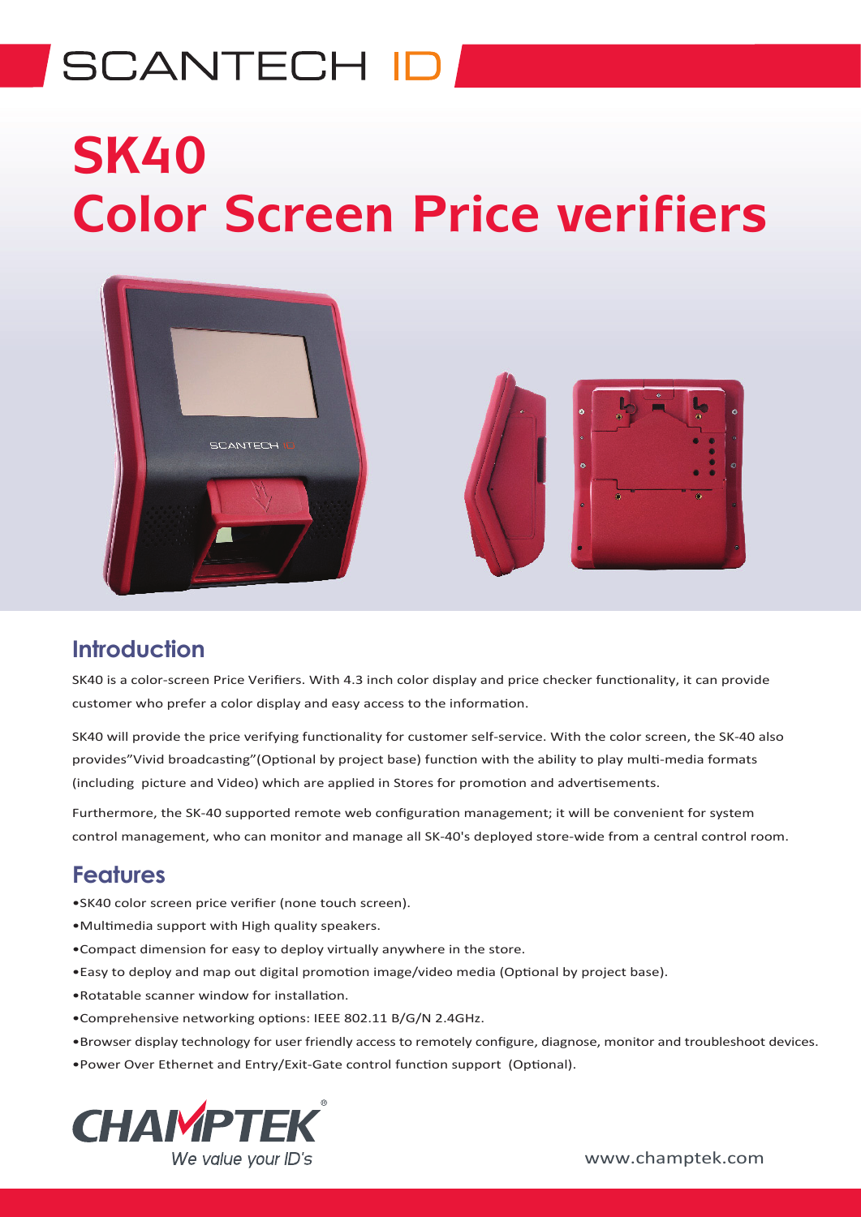SCANTECH ID

# SK40
# Color Screen Price verifiers

## Introduction

SK40 is a color-screen Price Verifiers. With 4.3 inch color display and price checker functionality, it can provide customer who prefer a color display and easy access to the information.

SK40 will provide the price verifying functionality for customer self-service. With the color screen, the SK-40 also provides"Vivid broadcasting"(Optional by project base) function with the ability to play multi-media formats (including picture and Video) which are applied in Stores for promotion and advertisements.

Furthermore, the SK-40 supported remote web configuration management; it will be convenient for system control management, who can monitor and manage all SK-40's deployed store-wide from a central control room.

## Features

- SK40 color screen price verifier (none touch screen).
- Multimedia support with High quality speakers.
- Compact dimension for easy to deploy virtually anywhere in the store.
- Easy to deploy and map out digital promotion image/video media (Optional by project base).
- Rotatable scanner window for installation.
- Comprehensive networking options: IEEE 802.11 B/G/N 2.4GHz.
- Browser display technology for user friendly access to remotely configure, diagnose, monitor and troubleshoot devices.
- Power Over Ethernet and Entry/Exit-Gate control function support (Optional).

CHAMPTEK®
*We value your ID's*

www.champtek.com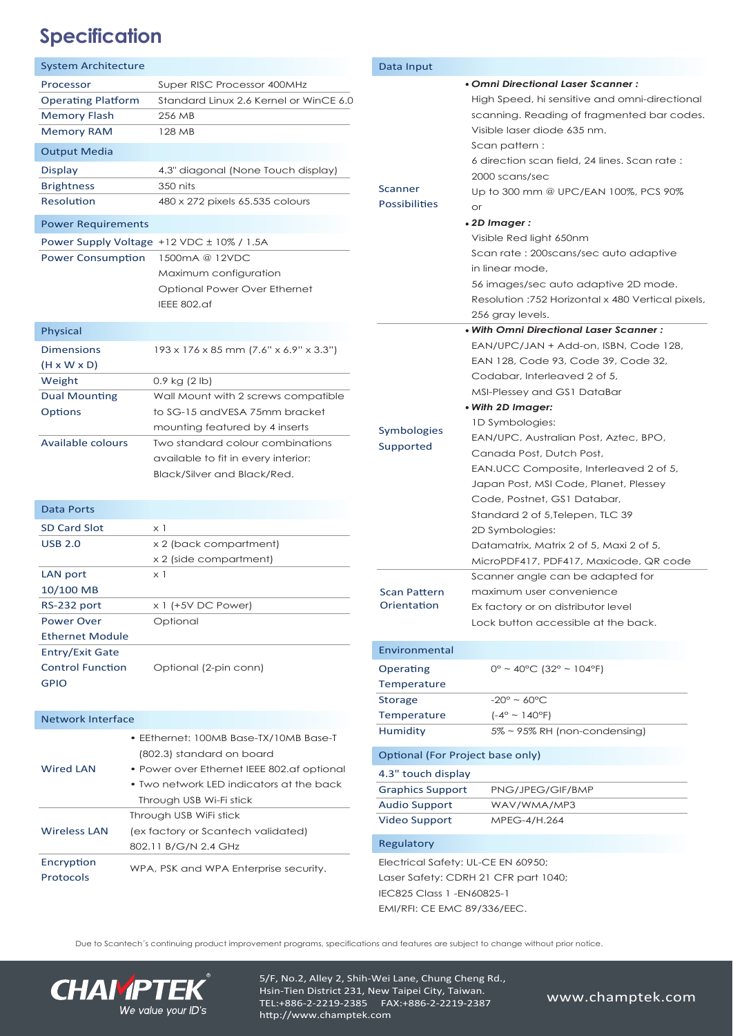# Specification

| System Architecture | |
|---|---|
| Processor | Super RISC Processor 400MHz |
| Operating Platform | Standard Linux 2.6 Kernel or WinCE 6.0 |
| Memory Flash | 256 MB |
| Memory RAM | 128 MB |

| Output Media | |
|---|---|
| Display | 4.3" diagonal (None Touch display) |
| Brightness | 350 nits |
| Resolution | 480 x 272 pixels 65.535 colours |

| Power Requirements | |
|---|---|
| Power Supply Voltage | +12 VDC ± 10% / 1.5A |
| Power Consumption | 1500mA @ 12VDC<br>Maximum configuration<br>Optional Power Over Ethernet<br>IEEE 802.af |

| Physical | |
|---|---|
| Dimensions (H x W x D) | 193 x 176 x 85 mm (7.6" x 6.9" x 3.3") |
| Weight | 0.9 kg (2 lb) |
| Dual Mounting Options | Wall Mount with 2 screws compatible to SG-15 andVESA 75mm bracket mounting featured by 4 inserts |
| Available colours | Two standard colour combinations available to fit in every interior: Black/Silver and Black/Red. |

| Data Ports | |
|---|---|
| SD Card Slot | x 1 |
| USB 2.0 | x 2 (back compartment)<br>x 2 (side compartment) |
| LAN port 10/100 MB | x 1 |
| RS-232 port | x 1 (+5V DC Power) |
| Power Over Ethernet Module | Optional |
| Entry/Exit Gate Control Function GPIO | Optional (2-pin conn) |

| Network Interface | |
|---|---|
| Wired LAN | • EEthernet: 100MB Base-TX/10MB Base-T (802.3) standard on board<br>• Power over Ethernet IEEE 802.af optional<br>• Two network LED indicators at the back<br>Through USB Wi-Fi stick |
| Wireless LAN | Through USB WiFi stick<br>(ex factory or Scantech validated)<br>802.11 B/G/N 2.4 GHz |
| Encryption Protocols | WPA, PSK and WPA Enterprise security. |

| Data Input | |
|---|---|
| Scanner Possibilities | • ***Omni Directional Laser Scanner :***<br>High Speed, hi sensitive and omni-directional scanning. Reading of fragmented bar codes. Visible laser diode 635 nm.<br>Scan pattern :<br>6 direction scan field, 24 lines. Scan rate : 2000 scans/sec<br>Up to 300 mm @ UPC/EAN 100%, PCS 90%<br>or<br>• ***2D Imager :***<br>Visible Red light 650nm<br>Scan rate : 200scans/sec auto adaptive in linear mode,<br>56 images/sec auto adaptive 2D mode.<br>Resolution :752 Horizontal x 480 Vertical pixels, 256 gray levels. |
| Symbologies Supported | • ***With Omni Directional Laser Scanner :***<br>EAN/UPC/JAN + Add-on, ISBN, Code 128, EAN 128, Code 93, Code 39, Code 32, Codabar, Interleaved 2 of 5, MSI-Plessey and GS1 DataBar<br>• ***With 2D Imager:***<br>1D Symbologies:<br>EAN/UPC, Australian Post, Aztec, BPO, Canada Post, Dutch Post, EAN.UCC Composite, Interleaved 2 of 5, Japan Post, MSI Code, Planet, Plessey Code, Postnet, GS1 Databar, Standard 2 of 5,Telepen, TLC 39<br>2D Symbologies:<br>Datamatrix, Matrix 2 of 5, Maxi 2 of 5, MicroPDF417, PDF417, Maxicode, QR code |
| Scan Pattern Orientation | Scanner angle can be adapted for maximum user convenience<br>Ex factory or on distributor level<br>Lock button accessible at the back. |

| Environmental | |
|---|---|
| Operating Temperature | 0° ~ 40°C (32° ~ 104°F) |
| Storage Temperature | -20° ~ 60°C<br>(-4° ~ 140°F) |
| Humidity | 5% ~ 95% RH (non-condensing) |

| Optional (For Project base only) | |
|---|---|
| 4.3" touch display | |
| Graphics Support | PNG/JPEG/GIF/BMP |
| Audio Support | WAV/WMA/MP3 |
| Video Support | MPEG-4/H.264 |

**Regulatory**

Electrical Safety: UL-CE EN 60950;
Laser Safety: CDRH 21 CFR part 1040;
IEC825 Class 1 -EN60825-1
EMI/RFI: CE EMC 89/336/EEC.

Due to Scantech´s continuing product improvement programs, specifications and features are subject to change without prior notice.

CHAMPTEK®
We value your ID's

5/F, No.2, Alley 2, Shih-Wei Lane, Chung Cheng Rd., Hsin-Tien District 231, New Taipei City, Taiwan.
TEL:+886-2-2219-2385 FAX:+886-2-2219-2387
http://www.champtek.com

www.champtek.com